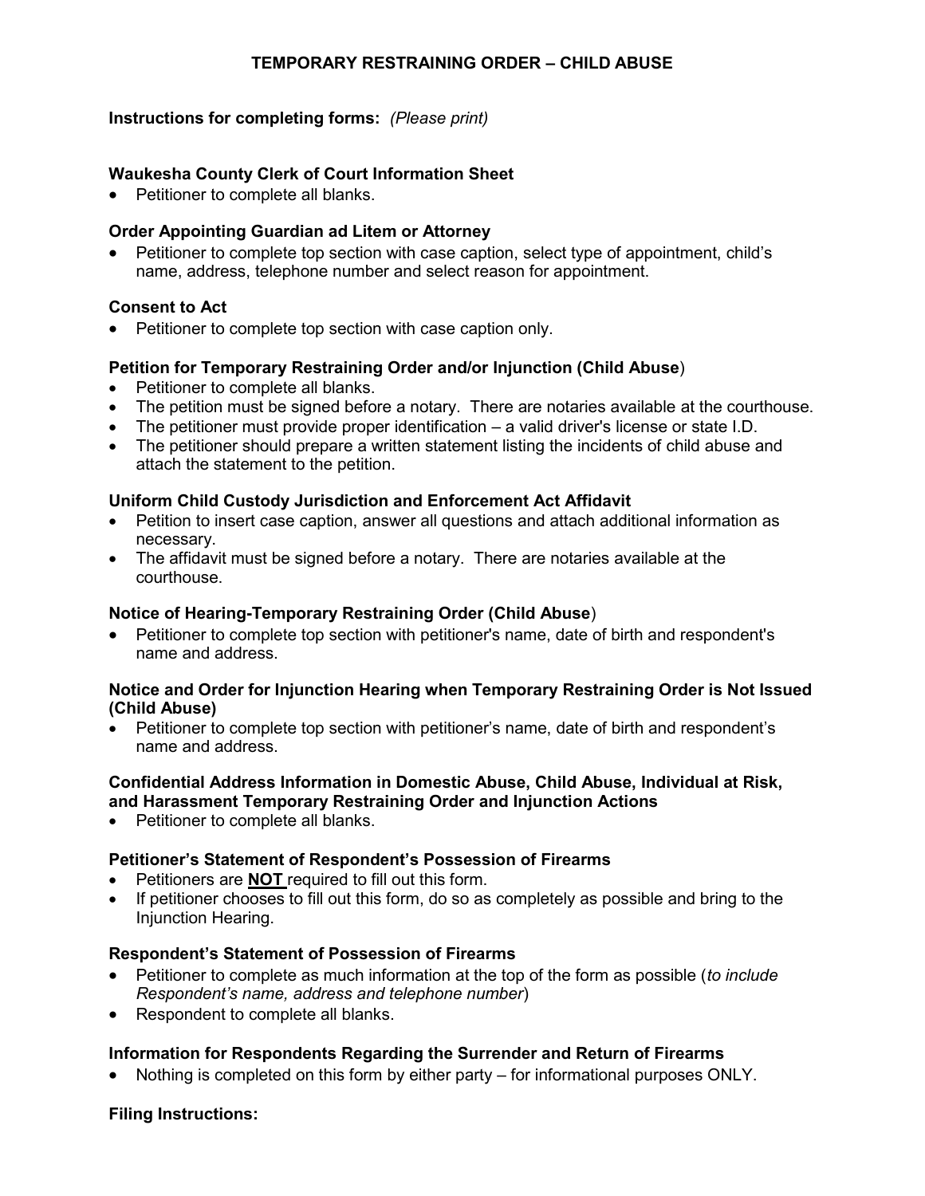# TEMPORARY RESTRAINING ORDER – CHILD ABUSE

**Instructions for completing forms:** *(Please print)*

**Waukesha County Clerk of Court Information Sheet**

- Petitioner to complete all blanks.

**Order Appointing Guardian ad Litem or Attorney**

- Petitioner to complete top section with case caption, select type of appointment, child's name, address, telephone number and select reason for appointment.

**Consent to Act**

- Petitioner to complete top section with case caption only.

**Petition for Temporary Restraining Order and/or Injunction (Child Abuse)**

- Petitioner to complete all blanks.
- The petition must be signed before a notary. There are notaries available at the courthouse.
- The petitioner must provide proper identification – a valid driver's license or state I.D.
- The petitioner should prepare a written statement listing the incidents of child abuse and attach the statement to the petition.

**Uniform Child Custody Jurisdiction and Enforcement Act Affidavit**

- Petition to insert case caption, answer all questions and attach additional information as necessary.
- The affidavit must be signed before a notary. There are notaries available at the courthouse.

**Notice of Hearing-Temporary Restraining Order (Child Abuse)**

- Petitioner to complete top section with petitioner's name, date of birth and respondent's name and address.

**Notice and Order for Injunction Hearing when Temporary Restraining Order is Not Issued (Child Abuse)**

- Petitioner to complete top section with petitioner's name, date of birth and respondent's name and address.

**Confidential Address Information in Domestic Abuse, Child Abuse, Individual at Risk, and Harassment Temporary Restraining Order and Injunction Actions**

- Petitioner to complete all blanks.

**Petitioner's Statement of Respondent's Possession of Firearms**

- Petitioners are **NOT** required to fill out this form.
- If petitioner chooses to fill out this form, do so as completely as possible and bring to the Injunction Hearing.

**Respondent's Statement of Possession of Firearms**

- Petitioner to complete as much information at the top of the form as possible (*to include Respondent's name, address and telephone number*)
- Respondent to complete all blanks.

**Information for Respondents Regarding the Surrender and Return of Firearms**

- Nothing is completed on this form by either party – for informational purposes ONLY.

**Filing Instructions:**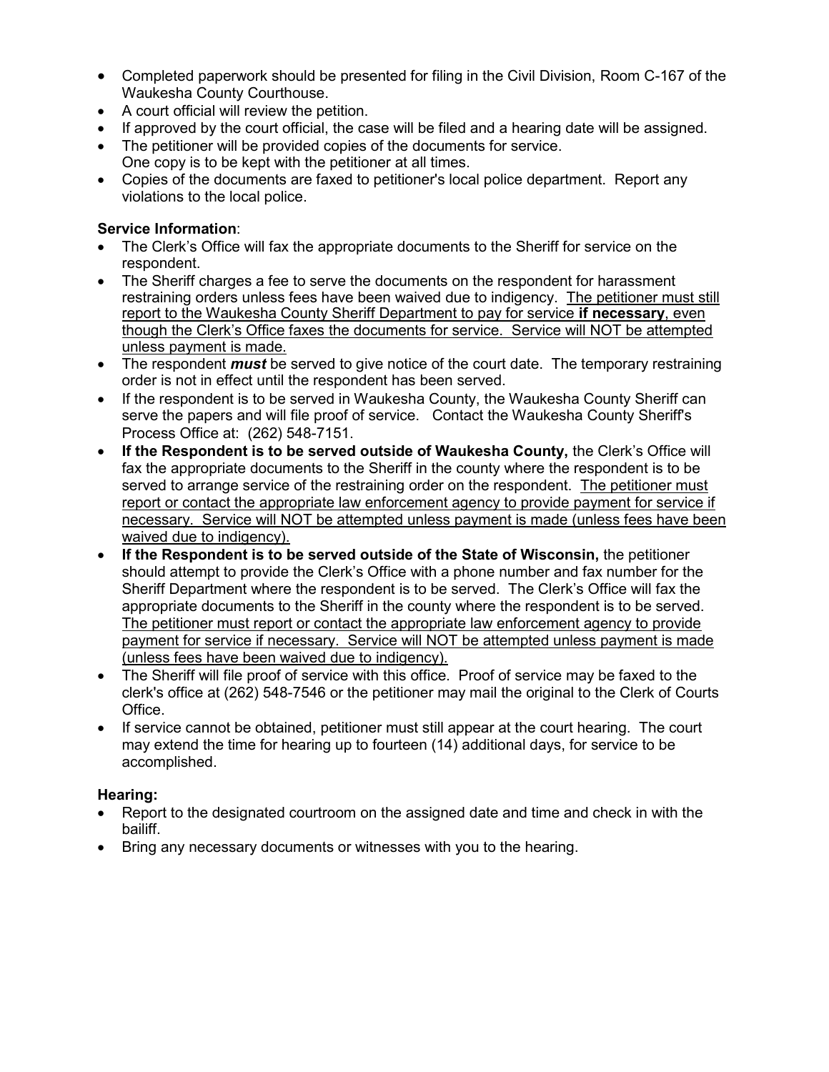- Completed paperwork should be presented for filing in the Civil Division, Room C-167 of the Waukesha County Courthouse.
- A court official will review the petition.
- If approved by the court official, the case will be filed and a hearing date will be assigned.
- The petitioner will be provided copies of the documents for service.
  One copy is to be kept with the petitioner at all times.
- Copies of the documents are faxed to petitioner's local police department. Report any violations to the local police.

**Service Information**:

- The Clerk's Office will fax the appropriate documents to the Sheriff for service on the respondent.
- The Sheriff charges a fee to serve the documents on the respondent for harassment restraining orders unless fees have been waived due to indigency. <u>The petitioner must still report to the Waukesha County Sheriff Department to pay for service **if necessary**, even though the Clerk's Office faxes the documents for service. Service will NOT be attempted unless payment is made.</u>
- The respondent ***must*** be served to give notice of the court date. The temporary restraining order is not in effect until the respondent has been served.
- If the respondent is to be served in Waukesha County, the Waukesha County Sheriff can serve the papers and will file proof of service. Contact the Waukesha County Sheriff's Process Office at: (262) 548-7151.
- **If the Respondent is to be served outside of Waukesha County,** the Clerk's Office will fax the appropriate documents to the Sheriff in the county where the respondent is to be served to arrange service of the restraining order on the respondent. <u>The petitioner must report or contact the appropriate law enforcement agency to provide payment for service if necessary. Service will NOT be attempted unless payment is made (unless fees have been waived due to indigency).</u>
- **If the Respondent is to be served outside of the State of Wisconsin,** the petitioner should attempt to provide the Clerk's Office with a phone number and fax number for the Sheriff Department where the respondent is to be served. The Clerk's Office will fax the appropriate documents to the Sheriff in the county where the respondent is to be served. <u>The petitioner must report or contact the appropriate law enforcement agency to provide payment for service if necessary. Service will NOT be attempted unless payment is made (unless fees have been waived due to indigency).</u>
- The Sheriff will file proof of service with this office. Proof of service may be faxed to the clerk's office at (262) 548-7546 or the petitioner may mail the original to the Clerk of Courts Office.
- If service cannot be obtained, petitioner must still appear at the court hearing. The court may extend the time for hearing up to fourteen (14) additional days, for service to be accomplished.

**Hearing:**

- Report to the designated courtroom on the assigned date and time and check in with the bailiff.
- Bring any necessary documents or witnesses with you to the hearing.